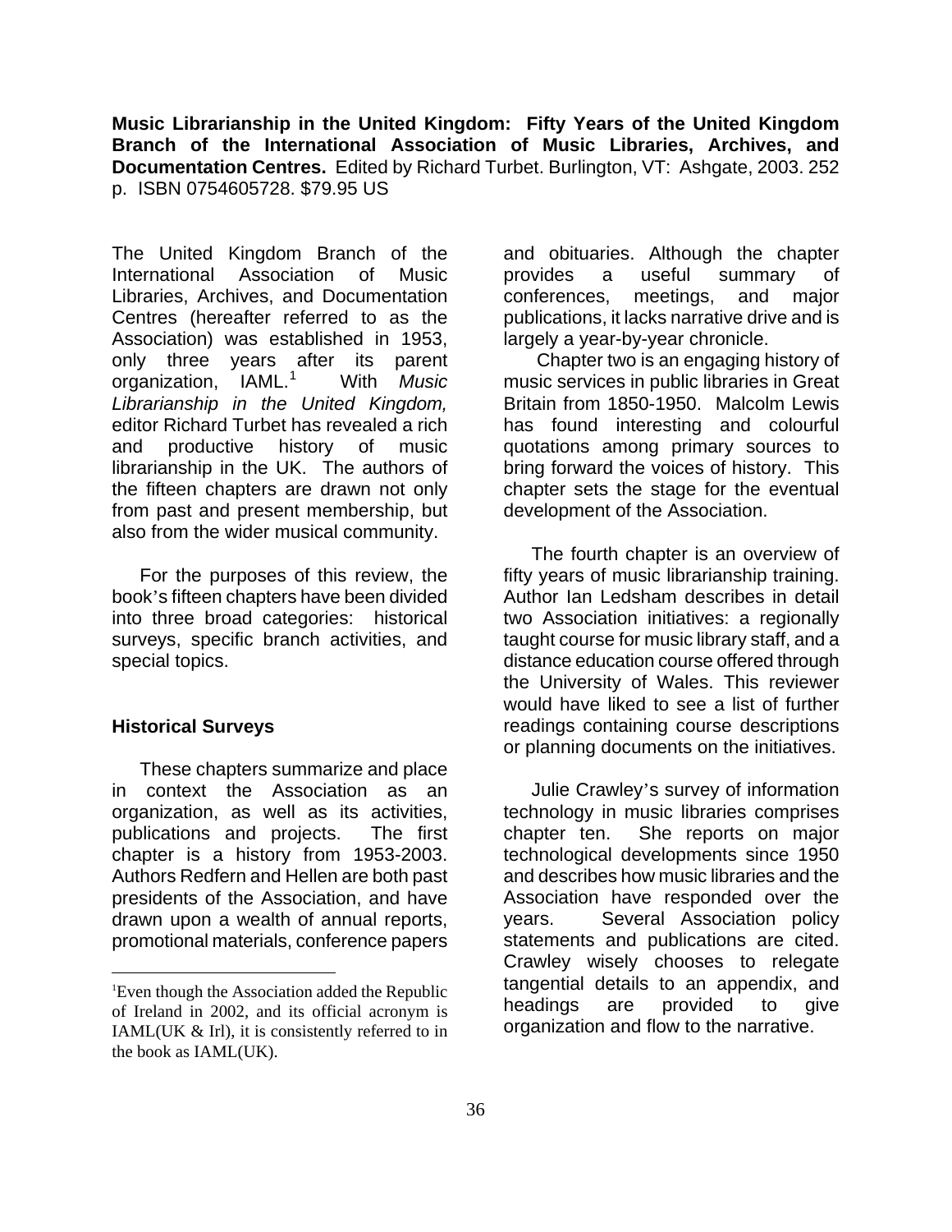**Music Librarianship in the United Kingdom: Fifty Years of the United Kingdom Branch of the International Association of Music Libraries, Archives, and Documentation Centres.** Edited by Richard Turbet. Burlington, VT: Ashgate, 2003. 252 p. ISBN 0754605728. $79.95 US

The United Kingdom Branch of the International Association of Music Libraries, Archives, and Documentation Centres (hereafter referred to as the Association) was established in 1953, only three years after its parent organization, IAML.[1] With *Music Librarianship in the United Kingdom,* editor Richard Turbet has revealed a rich and productive history of music librarianship in the UK. The authors of the fifteen chapters are drawn not only from past and present membership, but also from the wider musical community.

For the purposes of this review, the book's fifteen chapters have been divided into three broad categories: historical surveys, specific branch activities, and special topics.

### Historical Surveys

These chapters summarize and place in context the Association as an organization, as well as its activities, publications and projects. The first chapter is a history from 1953-2003. Authors Redfern and Hellen are both past presidents of the Association, and have drawn upon a wealth of annual reports, promotional materials, conference papers and obituaries. Although the chapter provides a useful summary of conferences, meetings, and major publications, it lacks narrative drive and is largely a year-by-year chronicle.

Chapter two is an engaging history of music services in public libraries in Great Britain from 1850-1950. Malcolm Lewis has found interesting and colourful quotations among primary sources to bring forward the voices of history. This chapter sets the stage for the eventual development of the Association.

The fourth chapter is an overview of fifty years of music librarianship training. Author Ian Ledsham describes in detail two Association initiatives: a regionally taught course for music library staff, and a distance education course offered through the University of Wales. This reviewer would have liked to see a list of further readings containing course descriptions or planning documents on the initiatives.

Julie Crawley's survey of information technology in music libraries comprises chapter ten. She reports on major technological developments since 1950 and describes how music libraries and the Association have responded over the years. Several Association policy statements and publications are cited. Crawley wisely chooses to relegate tangential details to an appendix, and headings are provided to give organization and flow to the narrative.

[1] Even though the Association added the Republic of Ireland in 2002, and its official acronym is IAML(UK & Irl), it is consistently referred to in the book as IAML(UK).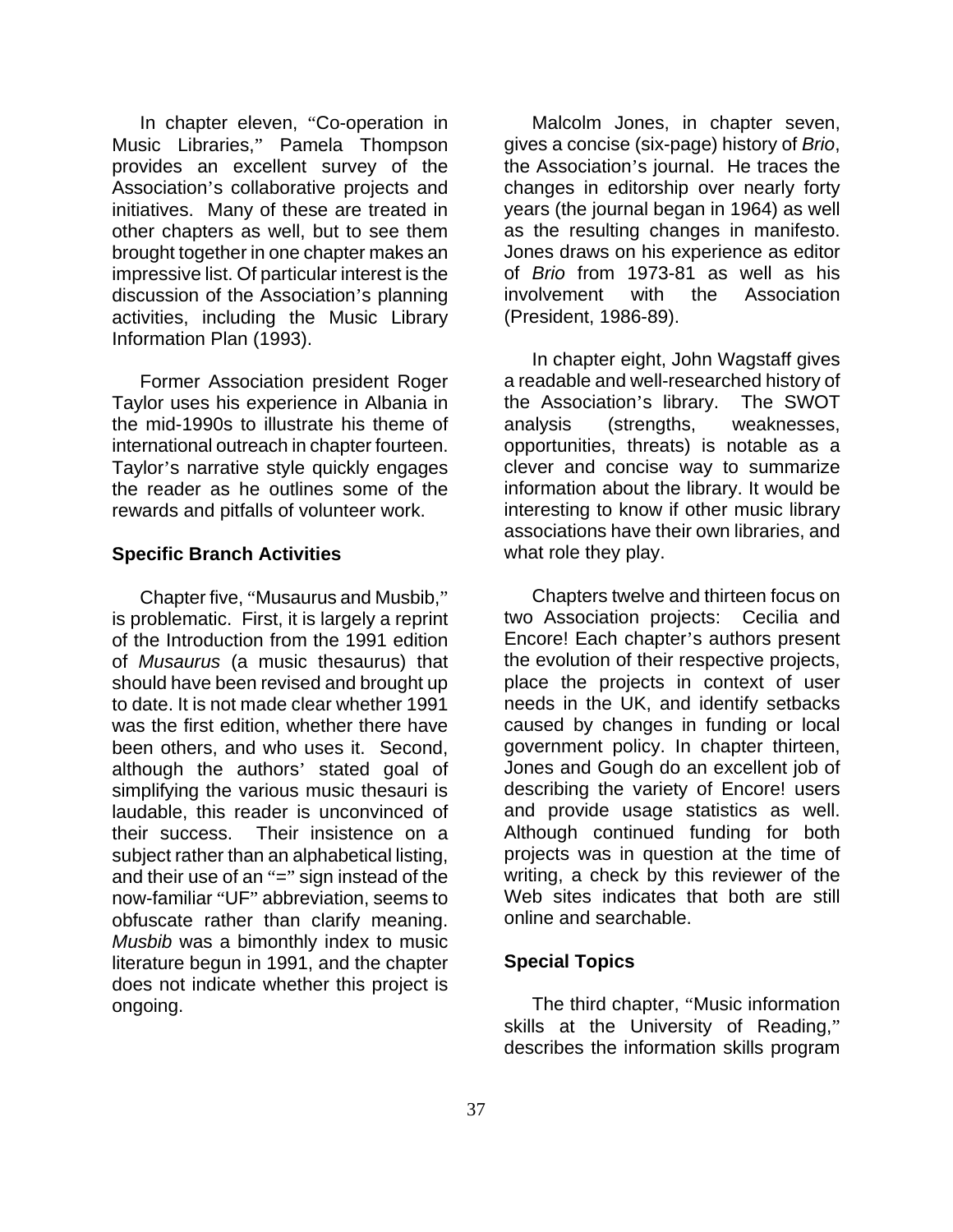In chapter eleven, "Co-operation in Music Libraries," Pamela Thompson provides an excellent survey of the Association's collaborative projects and initiatives. Many of these are treated in other chapters as well, but to see them brought together in one chapter makes an impressive list. Of particular interest is the discussion of the Association's planning activities, including the Music Library Information Plan (1993).

Former Association president Roger Taylor uses his experience in Albania in the mid-1990s to illustrate his theme of international outreach in chapter fourteen. Taylor's narrative style quickly engages the reader as he outlines some of the rewards and pitfalls of volunteer work.

**Specific Branch Activities**

Chapter five, "Musaurus and Musbib," is problematic. First, it is largely a reprint of the Introduction from the 1991 edition of *Musaurus* (a music thesaurus) that should have been revised and brought up to date. It is not made clear whether 1991 was the first edition, whether there have been others, and who uses it. Second, although the authors' stated goal of simplifying the various music thesauri is laudable, this reader is unconvinced of their success. Their insistence on a subject rather than an alphabetical listing, and their use of an "=" sign instead of the now-familiar "UF" abbreviation, seems to obfuscate rather than clarify meaning. *Musbib* was a bimonthly index to music literature begun in 1991, and the chapter does not indicate whether this project is ongoing.

Malcolm Jones, in chapter seven, gives a concise (six-page) history of *Brio*, the Association's journal. He traces the changes in editorship over nearly forty years (the journal began in 1964) as well as the resulting changes in manifesto. Jones draws on his experience as editor of *Brio* from 1973-81 as well as his involvement with the Association (President, 1986-89).

In chapter eight, John Wagstaff gives a readable and well-researched history of the Association's library. The SWOT analysis (strengths, weaknesses, opportunities, threats) is notable as a clever and concise way to summarize information about the library. It would be interesting to know if other music library associations have their own libraries, and what role they play.

Chapters twelve and thirteen focus on two Association projects: Cecilia and Encore! Each chapter's authors present the evolution of their respective projects, place the projects in context of user needs in the UK, and identify setbacks caused by changes in funding or local government policy. In chapter thirteen, Jones and Gough do an excellent job of describing the variety of Encore! users and provide usage statistics as well. Although continued funding for both projects was in question at the time of writing, a check by this reviewer of the Web sites indicates that both are still online and searchable.

**Special Topics**

The third chapter, "Music information skills at the University of Reading," describes the information skills program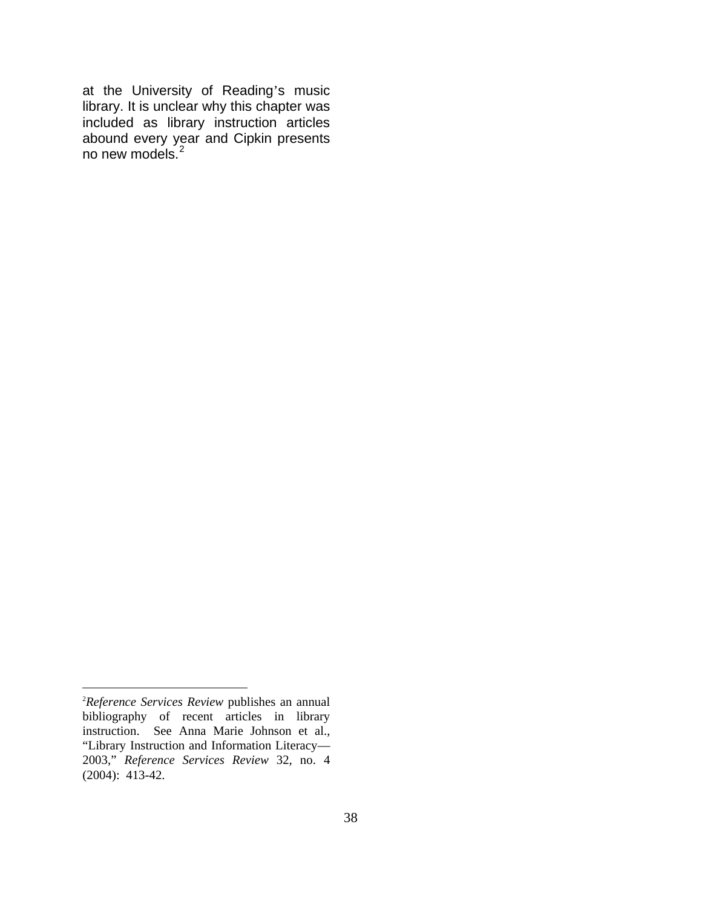at the University of Reading's music library. It is unclear why this chapter was included as library instruction articles abound every year and Cipkin presents no new models.[2]

---

[2]*Reference Services Review* publishes an annual bibliography of recent articles in library instruction. See Anna Marie Johnson et al., "Library Instruction and Information Literacy—2003," *Reference Services Review* 32, no. 4 (2004): 413-42.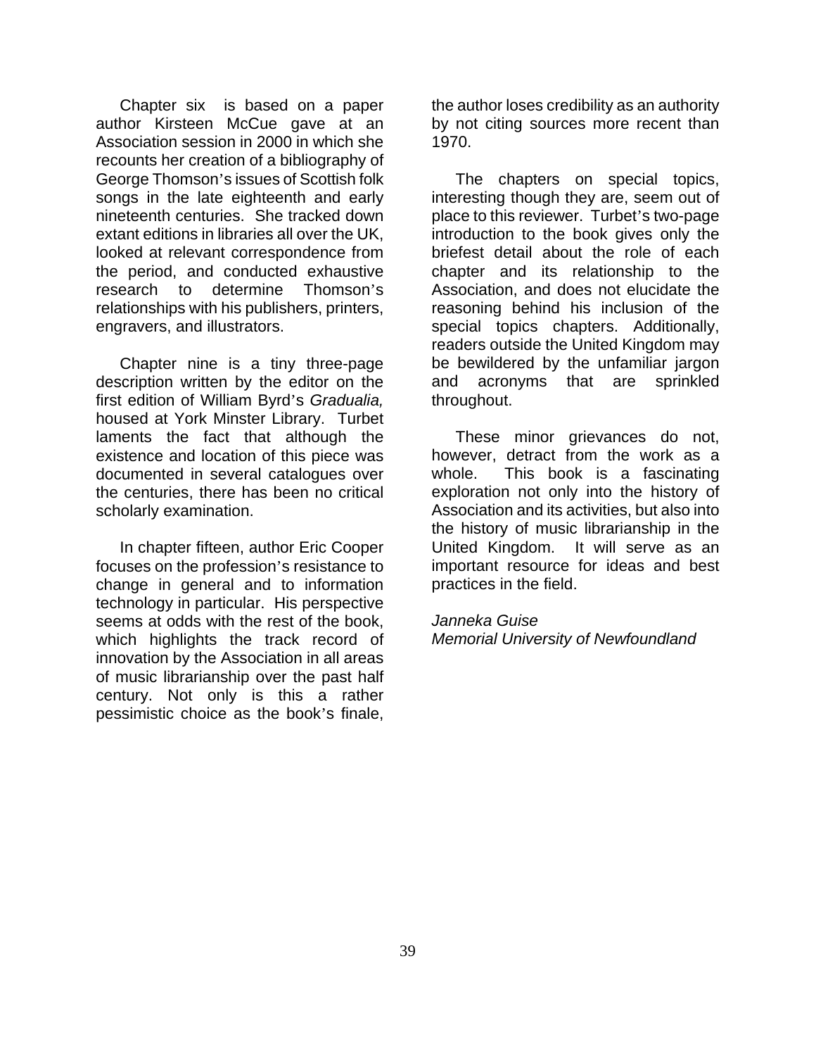Chapter six is based on a paper author Kirsteen McCue gave at an Association session in 2000 in which she recounts her creation of a bibliography of George Thomson's issues of Scottish folk songs in the late eighteenth and early nineteenth centuries. She tracked down extant editions in libraries all over the UK, looked at relevant correspondence from the period, and conducted exhaustive research to determine Thomson's relationships with his publishers, printers, engravers, and illustrators.

Chapter nine is a tiny three-page description written by the editor on the first edition of William Byrd's *Gradualia,* housed at York Minster Library. Turbet laments the fact that although the existence and location of this piece was documented in several catalogues over the centuries, there has been no critical scholarly examination.

In chapter fifteen, author Eric Cooper focuses on the profession's resistance to change in general and to information technology in particular. His perspective seems at odds with the rest of the book, which highlights the track record of innovation by the Association in all areas of music librarianship over the past half century. Not only is this a rather pessimistic choice as the book's finale, the author loses credibility as an authority by not citing sources more recent than 1970.

The chapters on special topics, interesting though they are, seem out of place to this reviewer. Turbet's two-page introduction to the book gives only the briefest detail about the role of each chapter and its relationship to the Association, and does not elucidate the reasoning behind his inclusion of the special topics chapters. Additionally, readers outside the United Kingdom may be bewildered by the unfamiliar jargon and acronyms that are sprinkled throughout.

These minor grievances do not, however, detract from the work as a whole. This book is a fascinating exploration not only into the history of Association and its activities, but also into the history of music librarianship in the United Kingdom. It will serve as an important resource for ideas and best practices in the field.

*Janneka Guise*
*Memorial University of Newfoundland*